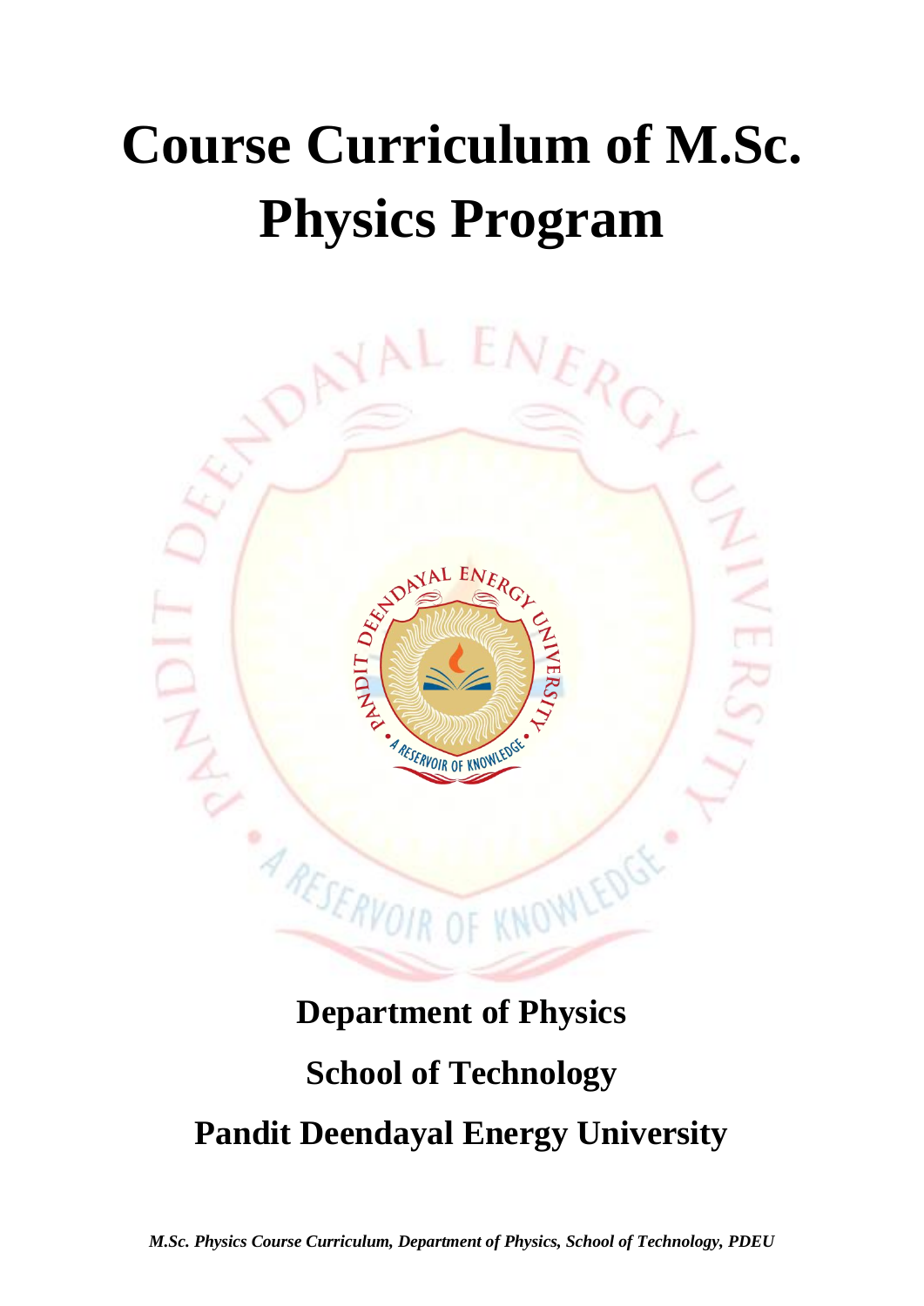# Course Curriculum of M.Sc. Physics Program

## Department of Physics

## School of Technology

## Pandit Deendayal Energy University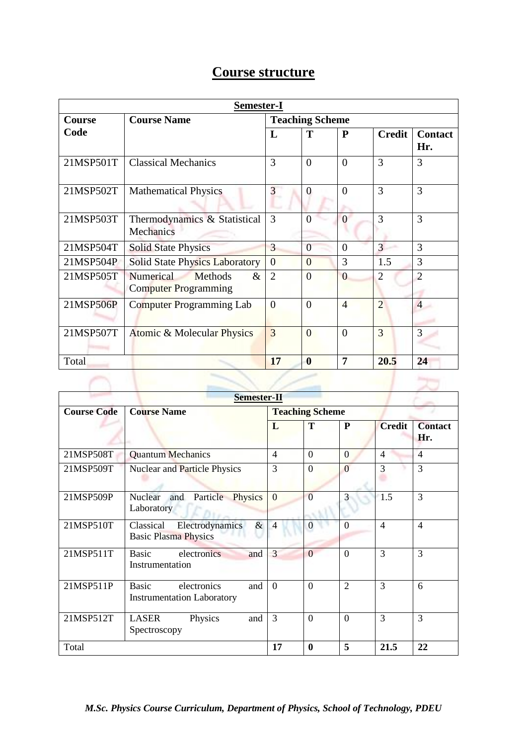# Course structure

| Semester-I | | | | | | |
|---|---|---|---|---|---|---|
| **Course Code** | **Course Name** | **Teaching Scheme** | | | | |
| | | **L** | **T** | **P** | **Credit** | **Contact Hr.** |
| 21MSP501T | Classical Mechanics | 3 | 0 | 0 | 3 | 3 |
| 21MSP502T | Mathematical Physics | 3 | 0 | 0 | 3 | 3 |
| 21MSP503T | Thermodynamics & Statistical Mechanics | 3 | 0 | 0 | 3 | 3 |
| 21MSP504T | Solid State Physics | 3 | 0 | 0 | 3 | 3 |
| 21MSP504P | Solid State Physics Laboratory | 0 | 0 | 3 | 1.5 | 3 |
| 21MSP505T | Numerical Methods & Computer Programming | 2 | 0 | 0 | 2 | 2 |
| 21MSP506P | Computer Programming Lab | 0 | 0 | 4 | 2 | 4 |
| 21MSP507T | Atomic & Molecular Physics | 3 | 0 | 0 | 3 | 3 |
| Total | | **17** | **0** | **7** | **20.5** | **24** |

| Semester-II | | | | | | |
|---|---|---|---|---|---|---|
| **Course Code** | **Course Name** | **Teaching Scheme** | | | | |
| | | **L** | **T** | **P** | **Credit** | **Contact Hr.** |
| 21MSP508T | Quantum Mechanics | 4 | 0 | 0 | 4 | 4 |
| 21MSP509T | Nuclear and Particle Physics | 3 | 0 | 0 | 3 | 3 |
| 21MSP509P | Nuclear and Particle Physics Laboratory | 0 | 0 | 3 | 1.5 | 3 |
| 21MSP510T | Classical Electrodynamics & Basic Plasma Physics | 4 | 0 | 0 | 4 | 4 |
| 21MSP511T | Basic electronics and Instrumentation | 3 | 0 | 0 | 3 | 3 |
| 21MSP511P | Basic electronics and Instrumentation Laboratory | 0 | 0 | 2 | 3 | 6 |
| 21MSP512T | LASER Physics and Spectroscopy | 3 | 0 | 0 | 3 | 3 |
| Total | | **17** | **0** | **5** | **21.5** | **22** |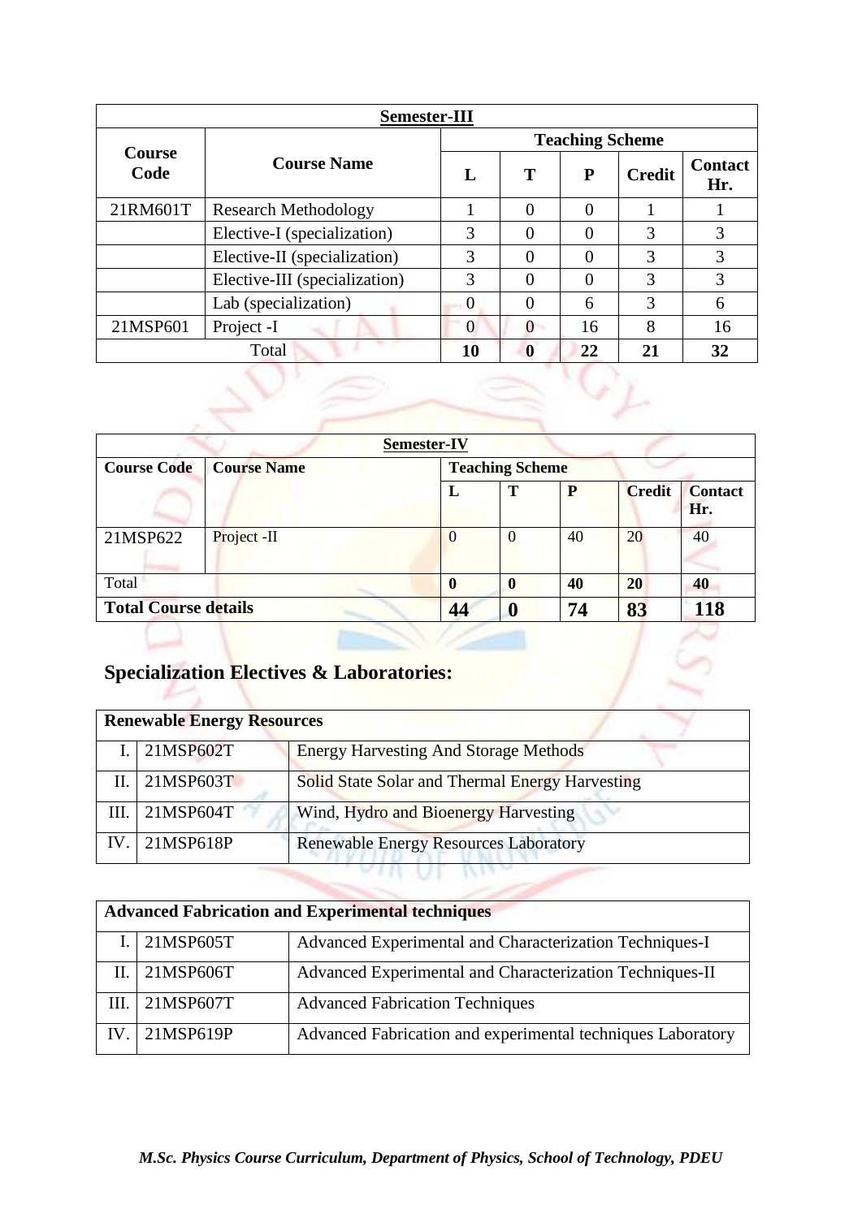| Semester-III | | | | | | |
|---|---|---|---|---|---|---|
| **Course Code** | **Course Name** | **Teaching Scheme** | | | | |
| | | **L** | **T** | **P** | **Credit** | **Contact Hr.** |
| 21RM601T | Research Methodology | 1 | 0 | 0 | 1 | 1 |
| | Elective-I (specialization) | 3 | 0 | 0 | 3 | 3 |
| | Elective-II (specialization) | 3 | 0 | 0 | 3 | 3 |
| | Elective-III (specialization) | 3 | 0 | 0 | 3 | 3 |
| | Lab (specialization) | 0 | 0 | 6 | 3 | 6 |
| 21MSP601 | Project -I | 0 | 0 | 16 | 8 | 16 |
| Total | | **10** | **0** | **22** | **21** | **32** |

| Semester-IV | | | | | | |
|---|---|---|---|---|---|---|
| **Course Code** | **Course Name** | **Teaching Scheme** | | | | |
| | | **L** | **T** | **P** | **Credit** | **Contact Hr.** |
| 21MSP622 | Project -II | 0 | 0 | 40 | 20 | 40 |
| Total | | **0** | **0** | **40** | **20** | **40** |
| **Total Course details** | | **44** | **0** | **74** | **83** | **118** |

## Specialization Electives & Laboratories:

| Renewable Energy Resources | | |
|---|---|---|
| I. | 21MSP602T | Energy Harvesting And Storage Methods |
| II. | 21MSP603T | Solid State Solar and Thermal Energy Harvesting |
| III. | 21MSP604T | Wind, Hydro and Bioenergy Harvesting |
| IV. | 21MSP618P | Renewable Energy Resources Laboratory |

| Advanced Fabrication and Experimental techniques | | |
|---|---|---|
| I. | 21MSP605T | Advanced Experimental and Characterization Techniques-I |
| II. | 21MSP606T | Advanced Experimental and Characterization Techniques-II |
| III. | 21MSP607T | Advanced Fabrication Techniques |
| IV. | 21MSP619P | Advanced Fabrication and experimental techniques Laboratory |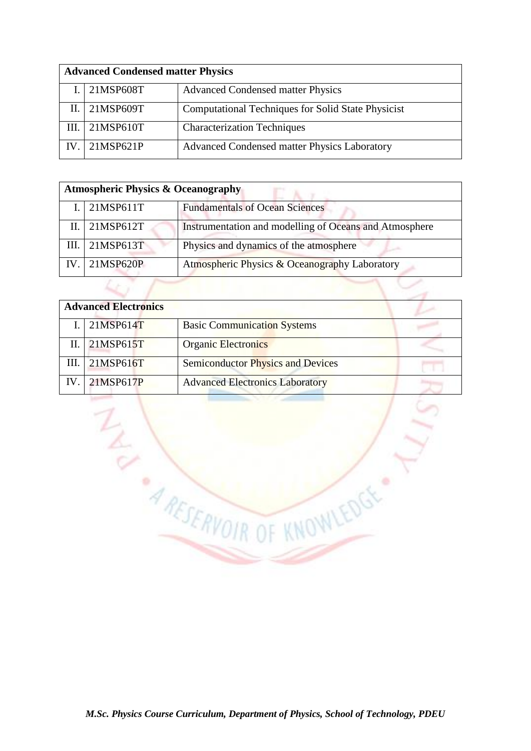| Advanced Condensed matter Physics | | |
|---|---|---|
| I. | 21MSP608T | Advanced Condensed matter Physics |
| II. | 21MSP609T | Computational Techniques for Solid State Physicist |
| III. | 21MSP610T | Characterization Techniques |
| IV. | 21MSP621P | Advanced Condensed matter Physics Laboratory |

| Atmospheric Physics & Oceanography | | |
|---|---|---|
| I. | 21MSP611T | Fundamentals of Ocean Sciences |
| II. | 21MSP612T | Instrumentation and modelling of Oceans and Atmosphere |
| III. | 21MSP613T | Physics and dynamics of the atmosphere |
| IV. | 21MSP620P | Atmospheric Physics & Oceanography Laboratory |

| Advanced Electronics | | |
|---|---|---|
| I. | 21MSP614T | Basic Communication Systems |
| II. | 21MSP615T | Organic Electronics |
| III. | 21MSP616T | Semiconductor Physics and Devices |
| IV. | 21MSP617P | Advanced Electronics Laboratory |